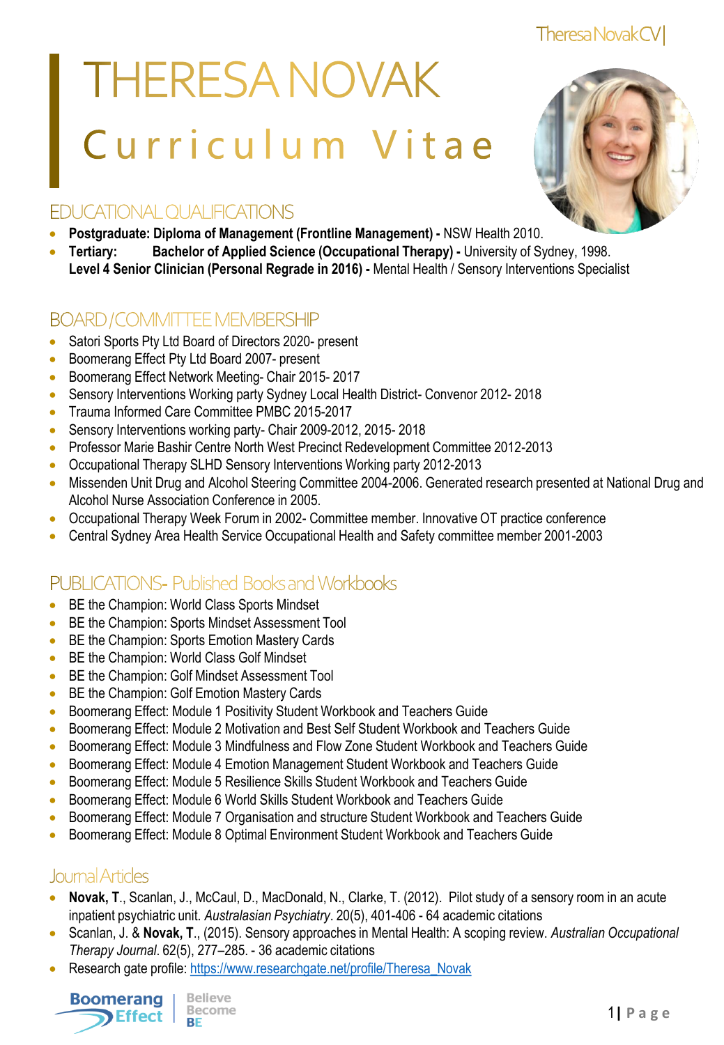# THERESA NOVAK

## Curriculum Vitae

## EDUCATIONAL QUALIFICATIONS

- **Postgraduate: Diploma of Management (Frontline Management) -** NSW Health 2010.
- **Tertiary: Bachelor of Applied Science (Occupational Therapy) -** University of Sydney, 1998.
  **Level 4 Senior Clinician (Personal Regrade in 2016) -** Mental Health / Sensory Interventions Specialist

## BOARD / COMMITTEE MEMBERSHIP

- Satori Sports Pty Ltd Board of Directors 2020- present
- Boomerang Effect Pty Ltd Board 2007- present
- Boomerang Effect Network Meeting- Chair 2015- 2017
- Sensory Interventions Working party Sydney Local Health District- Convenor 2012- 2018
- Trauma Informed Care Committee PMBC 2015-2017
- Sensory Interventions working party- Chair 2009-2012, 2015- 2018
- Professor Marie Bashir Centre North West Precinct Redevelopment Committee 2012-2013
- Occupational Therapy SLHD Sensory Interventions Working party 2012-2013
- Missenden Unit Drug and Alcohol Steering Committee 2004-2006. Generated research presented at National Drug and Alcohol Nurse Association Conference in 2005.
- Occupational Therapy Week Forum in 2002- Committee member. Innovative OT practice conference
- Central Sydney Area Health Service Occupational Health and Safety committee member 2001-2003

## PUBLICATIONS- Published Books and Workbooks

- BE the Champion: World Class Sports Mindset
- BE the Champion: Sports Mindset Assessment Tool
- BE the Champion: Sports Emotion Mastery Cards
- BE the Champion: World Class Golf Mindset
- BE the Champion: Golf Mindset Assessment Tool
- BE the Champion: Golf Emotion Mastery Cards
- Boomerang Effect: Module 1 Positivity Student Workbook and Teachers Guide
- Boomerang Effect: Module 2 Motivation and Best Self Student Workbook and Teachers Guide
- Boomerang Effect: Module 3 Mindfulness and Flow Zone Student Workbook and Teachers Guide
- Boomerang Effect: Module 4 Emotion Management Student Workbook and Teachers Guide
- Boomerang Effect: Module 5 Resilience Skills Student Workbook and Teachers Guide
- Boomerang Effect: Module 6 World Skills Student Workbook and Teachers Guide
- Boomerang Effect: Module 7 Organisation and structure Student Workbook and Teachers Guide
- Boomerang Effect: Module 8 Optimal Environment Student Workbook and Teachers Guide

## Journal Articles

- **Novak, T**., Scanlan, J., McCaul, D., MacDonald, N., Clarke, T. (2012). Pilot study of a sensory room in an acute inpatient psychiatric unit. *Australasian Psychiatry*. 20(5), 401-406 - 64 academic citations
- Scanlan, J. & **Novak, T**., (2015). Sensory approaches in Mental Health: A scoping review. *Australian Occupational Therapy Journal*. 62(5), 277–285. - 36 academic citations
- Research gate profile: https://www.researchgate.net/profile/Theresa_Novak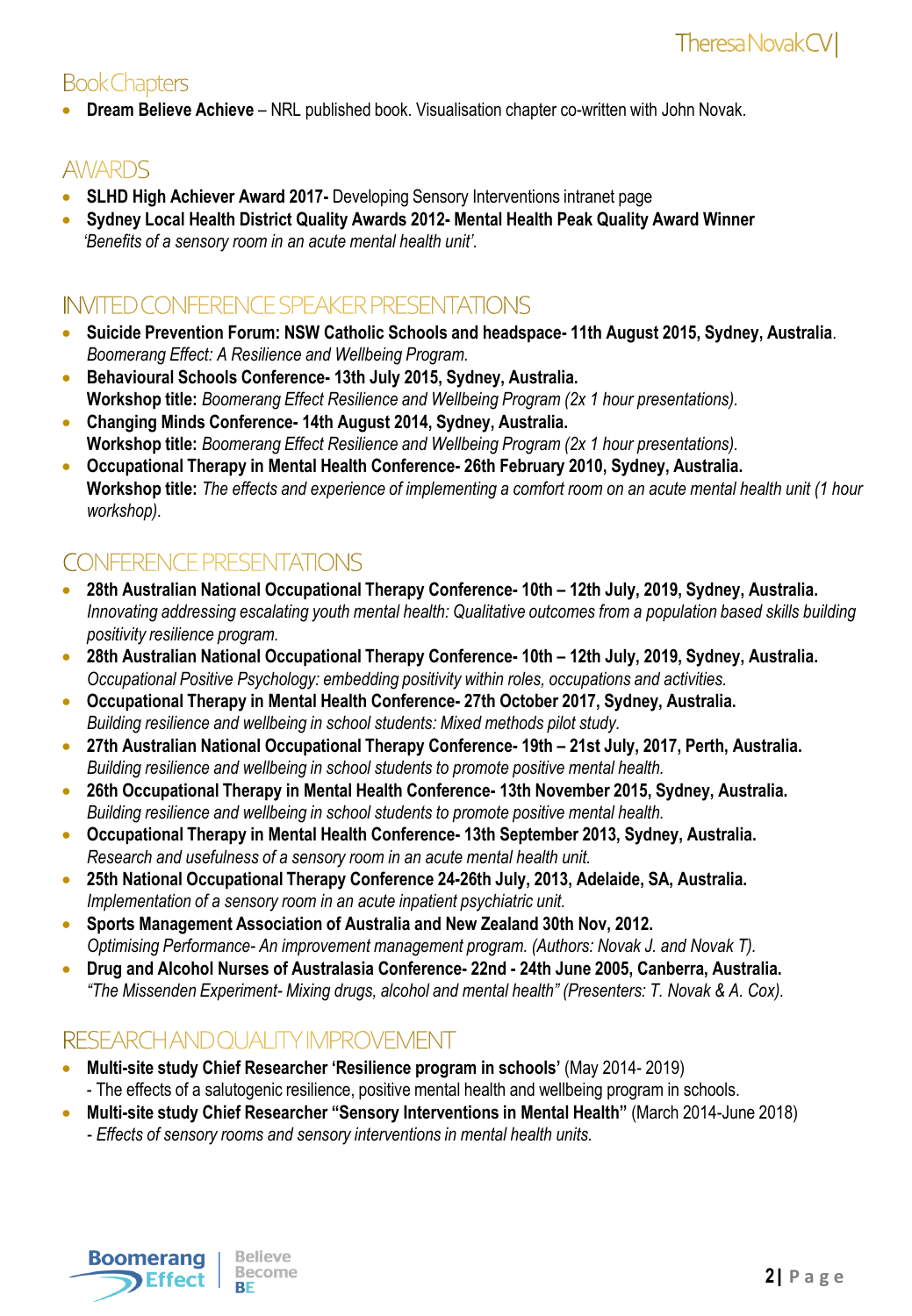## Book Chapters

- **Dream Believe Achieve** – NRL published book. Visualisation chapter co-written with John Novak.

## AWARDS

- **SLHD High Achiever Award 2017-** Developing Sensory Interventions intranet page
- **Sydney Local Health District Quality Awards 2012- Mental Health Peak Quality Award Winner** *'Benefits of a sensory room in an acute mental health unit'.*

## INVITED CONFERENCE SPEAKER PRESENTATIONS

- **Suicide Prevention Forum: NSW Catholic Schools and headspace- 11th August 2015, Sydney, Australia**. *Boomerang Effect: A Resilience and Wellbeing Program.*
- **Behavioural Schools Conference- 13th July 2015, Sydney, Australia.**
  **Workshop title:** *Boomerang Effect Resilience and Wellbeing Program (2x 1 hour presentations).*
- **Changing Minds Conference- 14th August 2014, Sydney, Australia.**
  **Workshop title:** *Boomerang Effect Resilience and Wellbeing Program (2x 1 hour presentations).*
- **Occupational Therapy in Mental Health Conference- 26th February 2010, Sydney, Australia.**
  **Workshop title:** *The effects and experience of implementing a comfort room on an acute mental health unit (1 hour workshop).*

## CONFERENCE PRESENTATIONS

- **28th Australian National Occupational Therapy Conference- 10th – 12th July, 2019, Sydney, Australia.** *Innovating addressing escalating youth mental health: Qualitative outcomes from a population based skills building positivity resilience program.*
- **28th Australian National Occupational Therapy Conference- 10th – 12th July, 2019, Sydney, Australia.** *Occupational Positive Psychology: embedding positivity within roles, occupations and activities.*
- **Occupational Therapy in Mental Health Conference- 27th October 2017, Sydney, Australia.** *Building resilience and wellbeing in school students: Mixed methods pilot study.*
- **27th Australian National Occupational Therapy Conference- 19th – 21st July, 2017, Perth, Australia.** *Building resilience and wellbeing in school students to promote positive mental health.*
- **26th Occupational Therapy in Mental Health Conference- 13th November 2015, Sydney, Australia.** *Building resilience and wellbeing in school students to promote positive mental health.*
- **Occupational Therapy in Mental Health Conference- 13th September 2013, Sydney, Australia.** *Research and usefulness of a sensory room in an acute mental health unit.*
- **25th National Occupational Therapy Conference 24-26th July, 2013, Adelaide, SA, Australia.** *Implementation of a sensory room in an acute inpatient psychiatric unit.*
- **Sports Management Association of Australia and New Zealand 30th Nov, 2012.** *Optimising Performance- An improvement management program. (Authors: Novak J. and Novak T).*
- **Drug and Alcohol Nurses of Australasia Conference- 22nd - 24th June 2005, Canberra, Australia.** *"The Missenden Experiment- Mixing drugs, alcohol and mental health" (Presenters: T. Novak & A. Cox).*

## RESEARCH AND QUALITY IMPROVEMENT

- **Multi-site study Chief Researcher 'Resilience program in schools'** (May 2014- 2019)
  - The effects of a salutogenic resilience, positive mental health and wellbeing program in schools.
- **Multi-site study Chief Researcher "Sensory Interventions in Mental Health"** (March 2014-June 2018)
  - *Effects of sensory rooms and sensory interventions in mental health units.*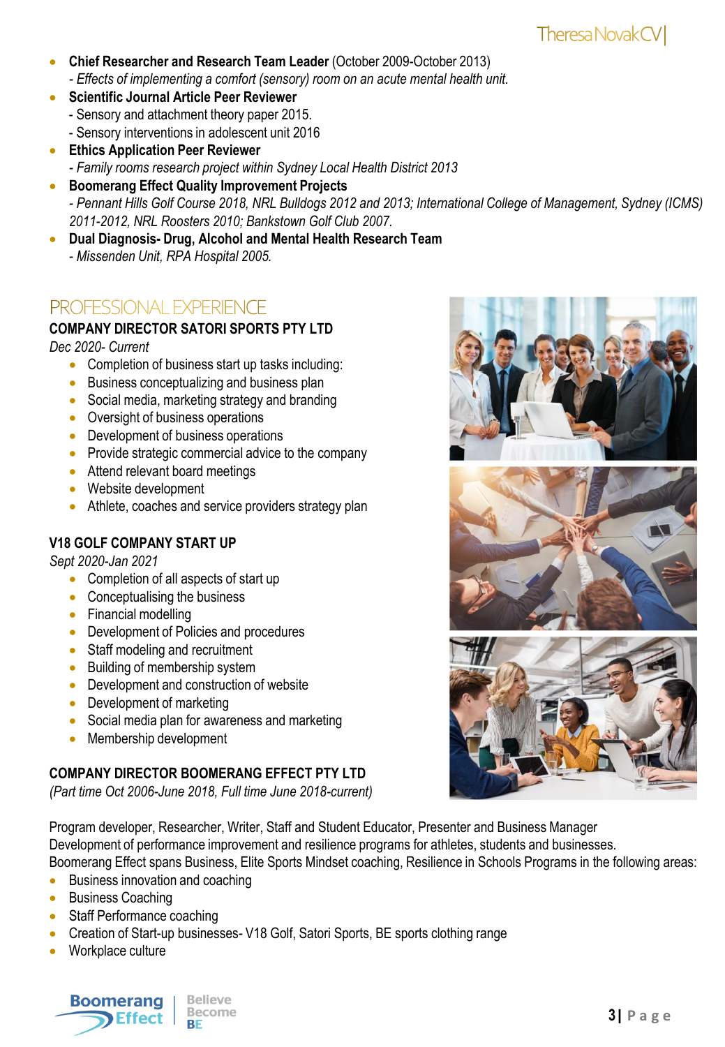- **Chief Researcher and Research Team Leader** (October 2009-October 2013)
  *- Effects of implementing a comfort (sensory) room on an acute mental health unit.*
- **Scientific Journal Article Peer Reviewer**
  - Sensory and attachment theory paper 2015.
  - Sensory interventions in adolescent unit 2016
- **Ethics Application Peer Reviewer**
  *- Family rooms research project within Sydney Local Health District 2013*
- **Boomerang Effect Quality Improvement Projects**
  *- Pennant Hills Golf Course 2018, NRL Bulldogs 2012 and 2013; International College of Management, Sydney (ICMS) 2011-2012, NRL Roosters 2010; Bankstown Golf Club 2007.*
- **Dual Diagnosis- Drug, Alcohol and Mental Health Research Team**
  *- Missenden Unit, RPA Hospital 2005.*

## PROFESSIONAL EXPERIENCE

### COMPANY DIRECTOR SATORI SPORTS PTY LTD

*Dec 2020- Current*

- Completion of business start up tasks including:
- Business conceptualizing and business plan
- Social media, marketing strategy and branding
- Oversight of business operations
- Development of business operations
- Provide strategic commercial advice to the company
- Attend relevant board meetings
- Website development
- Athlete, coaches and service providers strategy plan

### V18 GOLF COMPANY START UP

*Sept 2020-Jan 2021*

- Completion of all aspects of start up
- Conceptualising the business
- Financial modelling
- Development of Policies and procedures
- Staff modeling and recruitment
- Building of membership system
- Development and construction of website
- Development of marketing
- Social media plan for awareness and marketing
- Membership development

### COMPANY DIRECTOR BOOMERANG EFFECT PTY LTD

*(Part time Oct 2006-June 2018, Full time June 2018-current)*

Program developer, Researcher, Writer, Staff and Student Educator, Presenter and Business Manager
Development of performance improvement and resilience programs for athletes, students and businesses.
Boomerang Effect spans Business, Elite Sports Mindset coaching, Resilience in Schools Programs in the following areas:

- Business innovation and coaching
- Business Coaching
- Staff Performance coaching
- Creation of Start-up businesses- V18 Golf, Satori Sports, BE sports clothing range
- Workplace culture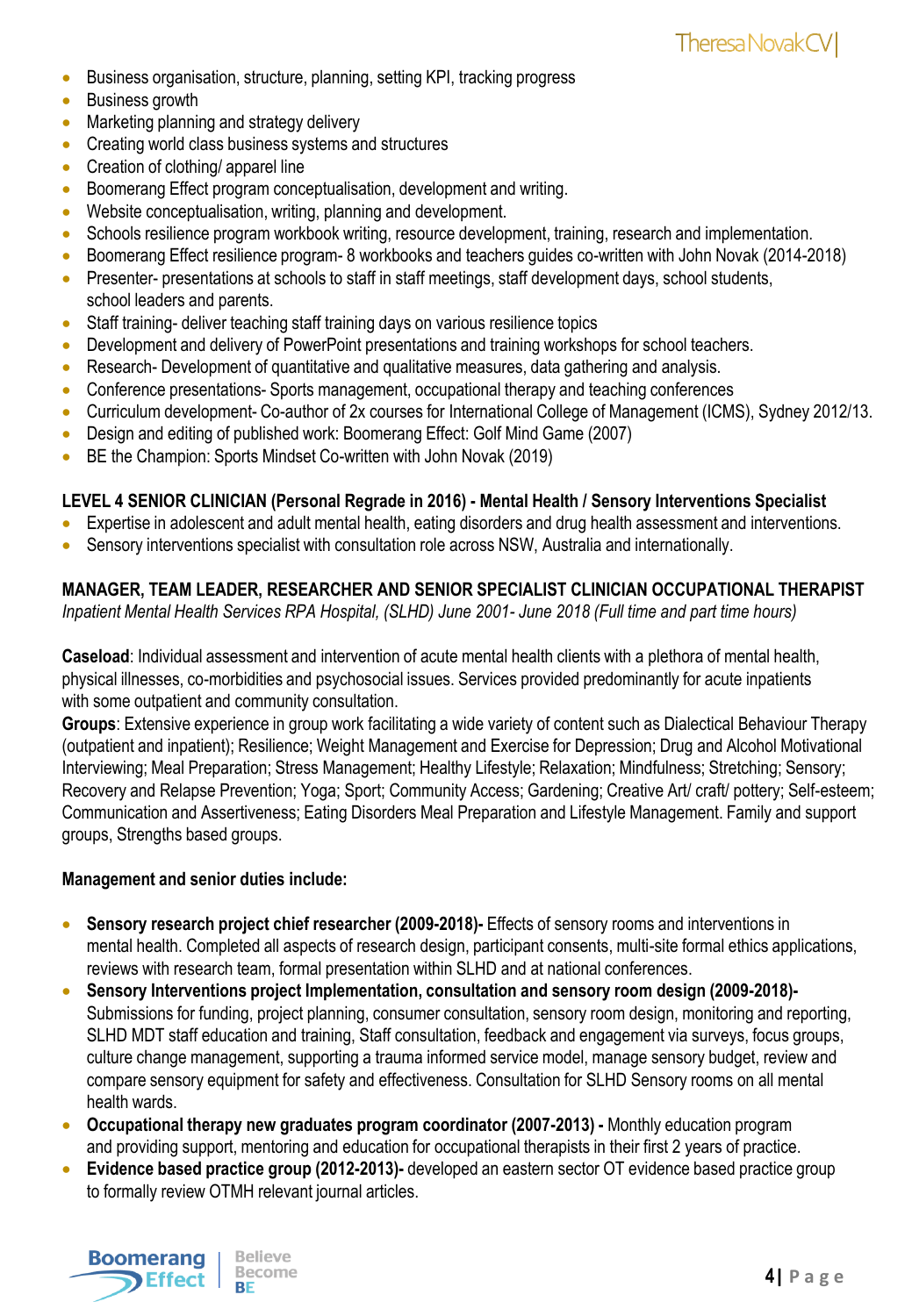- Business organisation, structure, planning, setting KPI, tracking progress
- Business growth
- Marketing planning and strategy delivery
- Creating world class business systems and structures
- Creation of clothing/ apparel line
- Boomerang Effect program conceptualisation, development and writing.
- Website conceptualisation, writing, planning and development.
- Schools resilience program workbook writing, resource development, training, research and implementation.
- Boomerang Effect resilience program- 8 workbooks and teachers guides co-written with John Novak (2014-2018)
- Presenter- presentations at schools to staff in staff meetings, staff development days, school students, school leaders and parents.
- Staff training- deliver teaching staff training days on various resilience topics
- Development and delivery of PowerPoint presentations and training workshops for school teachers.
- Research- Development of quantitative and qualitative measures, data gathering and analysis.
- Conference presentations- Sports management, occupational therapy and teaching conferences
- Curriculum development- Co-author of 2x courses for International College of Management (ICMS), Sydney 2012/13.
- Design and editing of published work: Boomerang Effect: Golf Mind Game (2007)
- BE the Champion: Sports Mindset Co-written with John Novak (2019)

**LEVEL 4 SENIOR CLINICIAN (Personal Regrade in 2016) - Mental Health / Sensory Interventions Specialist**

- Expertise in adolescent and adult mental health, eating disorders and drug health assessment and interventions.
- Sensory interventions specialist with consultation role across NSW, Australia and internationally.

**MANAGER, TEAM LEADER, RESEARCHER AND SENIOR SPECIALIST CLINICIAN OCCUPATIONAL THERAPIST**

*Inpatient Mental Health Services RPA Hospital, (SLHD) June 2001- June 2018 (Full time and part time hours)*

**Caseload**: Individual assessment and intervention of acute mental health clients with a plethora of mental health, physical illnesses, co-morbidities and psychosocial issues. Services provided predominantly for acute inpatients with some outpatient and community consultation.

**Groups**: Extensive experience in group work facilitating a wide variety of content such as Dialectical Behaviour Therapy (outpatient and inpatient); Resilience; Weight Management and Exercise for Depression; Drug and Alcohol Motivational Interviewing; Meal Preparation; Stress Management; Healthy Lifestyle; Relaxation; Mindfulness; Stretching; Sensory; Recovery and Relapse Prevention; Yoga; Sport; Community Access; Gardening; Creative Art/ craft/ pottery; Self-esteem; Communication and Assertiveness; Eating Disorders Meal Preparation and Lifestyle Management. Family and support groups, Strengths based groups.

**Management and senior duties include:**

- **Sensory research project chief researcher (2009-2018)-** Effects of sensory rooms and interventions in mental health. Completed all aspects of research design, participant consents, multi-site formal ethics applications, reviews with research team, formal presentation within SLHD and at national conferences.
- **Sensory Interventions project Implementation, consultation and sensory room design (2009-2018)-** Submissions for funding, project planning, consumer consultation, sensory room design, monitoring and reporting, SLHD MDT staff education and training, Staff consultation, feedback and engagement via surveys, focus groups, culture change management, supporting a trauma informed service model, manage sensory budget, review and compare sensory equipment for safety and effectiveness. Consultation for SLHD Sensory rooms on all mental health wards.
- **Occupational therapy new graduates program coordinator (2007-2013) -** Monthly education program and providing support, mentoring and education for occupational therapists in their first 2 years of practice.
- **Evidence based practice group (2012-2013)-** developed an eastern sector OT evidence based practice group to formally review OTMH relevant journal articles.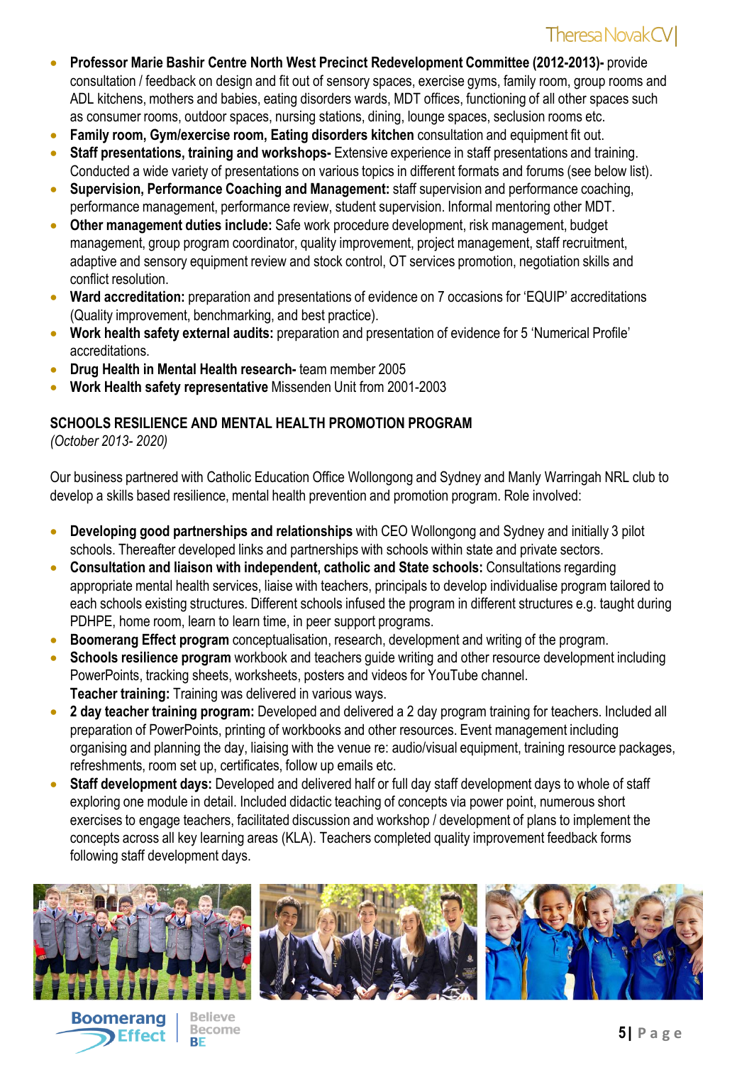- **Professor Marie Bashir Centre North West Precinct Redevelopment Committee (2012-2013)-** provide consultation / feedback on design and fit out of sensory spaces, exercise gyms, family room, group rooms and ADL kitchens, mothers and babies, eating disorders wards, MDT offices, functioning of all other spaces such as consumer rooms, outdoor spaces, nursing stations, dining, lounge spaces, seclusion rooms etc.
- **Family room, Gym/exercise room, Eating disorders kitchen** consultation and equipment fit out.
- **Staff presentations, training and workshops-** Extensive experience in staff presentations and training. Conducted a wide variety of presentations on various topics in different formats and forums (see below list).
- **Supervision, Performance Coaching and Management:** staff supervision and performance coaching, performance management, performance review, student supervision. Informal mentoring other MDT.
- **Other management duties include:** Safe work procedure development, risk management, budget management, group program coordinator, quality improvement, project management, staff recruitment, adaptive and sensory equipment review and stock control, OT services promotion, negotiation skills and conflict resolution.
- **Ward accreditation:** preparation and presentations of evidence on 7 occasions for 'EQUIP' accreditations (Quality improvement, benchmarking, and best practice).
- **Work health safety external audits:** preparation and presentation of evidence for 5 'Numerical Profile' accreditations.
- **Drug Health in Mental Health research-** team member 2005
- **Work Health safety representative** Missenden Unit from 2001-2003

**SCHOOLS RESILIENCE AND MENTAL HEALTH PROMOTION PROGRAM**
*(October 2013- 2020)*

Our business partnered with Catholic Education Office Wollongong and Sydney and Manly Warringah NRL club to develop a skills based resilience, mental health prevention and promotion program. Role involved:

- **Developing good partnerships and relationships** with CEO Wollongong and Sydney and initially 3 pilot schools. Thereafter developed links and partnerships with schools within state and private sectors.
- **Consultation and liaison with independent, catholic and State schools:** Consultations regarding appropriate mental health services, liaise with teachers, principals to develop individualise program tailored to each schools existing structures. Different schools infused the program in different structures e.g. taught during PDHPE, home room, learn to learn time, in peer support programs.
- **Boomerang Effect program** conceptualisation, research, development and writing of the program.
- **Schools resilience program** workbook and teachers guide writing and other resource development including PowerPoints, tracking sheets, worksheets, posters and videos for YouTube channel.
  **Teacher training:** Training was delivered in various ways.
- **2 day teacher training program:** Developed and delivered a 2 day program training for teachers. Included all preparation of PowerPoints, printing of workbooks and other resources. Event management including organising and planning the day, liaising with the venue re: audio/visual equipment, training resource packages, refreshments, room set up, certificates, follow up emails etc.
- **Staff development days:** Developed and delivered half or full day staff development days to whole of staff exploring one module in detail. Included didactic teaching of concepts via power point, numerous short exercises to engage teachers, facilitated discussion and workshop / development of plans to implement the concepts across all key learning areas (KLA). Teachers completed quality improvement feedback forms following staff development days.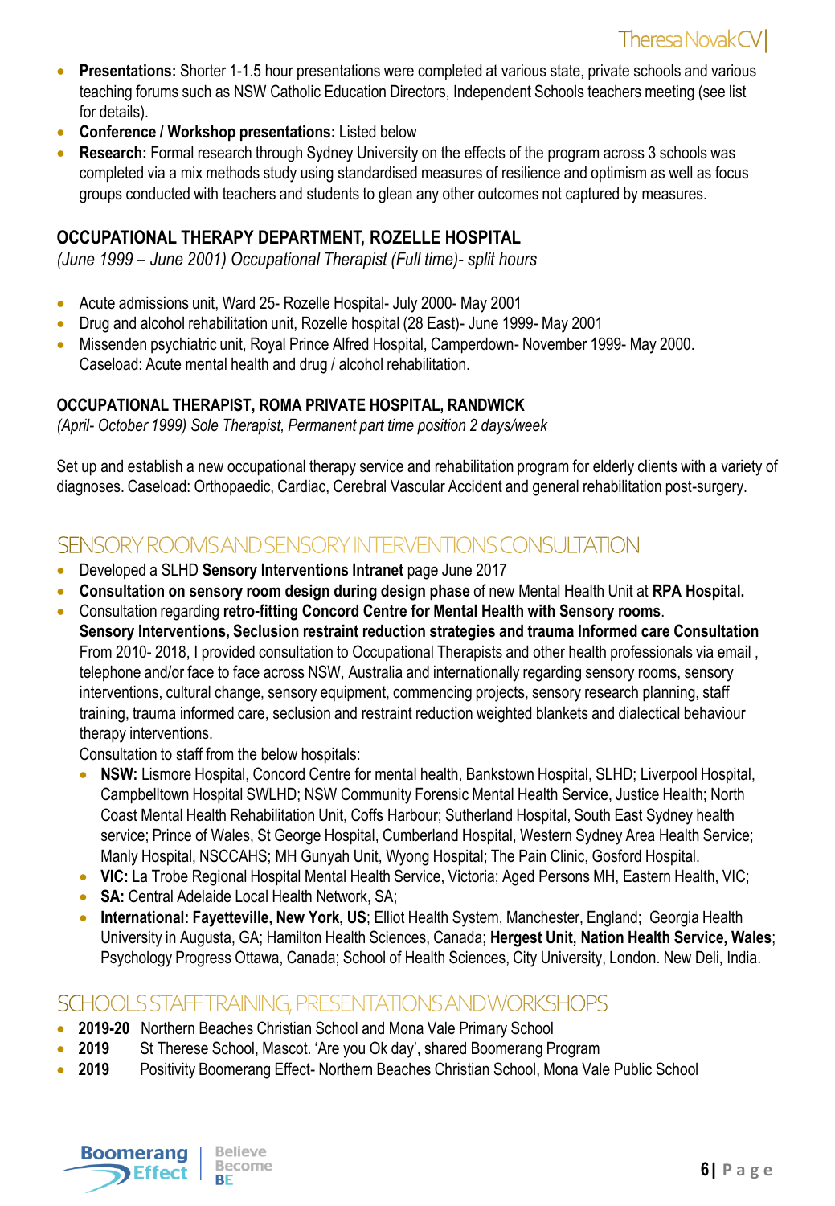- **Presentations:** Shorter 1-1.5 hour presentations were completed at various state, private schools and various teaching forums such as NSW Catholic Education Directors, Independent Schools teachers meeting (see list for details).
- **Conference / Workshop presentations:** Listed below
- **Research:** Formal research through Sydney University on the effects of the program across 3 schools was completed via a mix methods study using standardised measures of resilience and optimism as well as focus groups conducted with teachers and students to glean any other outcomes not captured by measures.

### OCCUPATIONAL THERAPY DEPARTMENT, ROZELLE HOSPITAL

*(June 1999 – June 2001) Occupational Therapist (Full time)- split hours*

- Acute admissions unit, Ward 25- Rozelle Hospital- July 2000- May 2001
- Drug and alcohol rehabilitation unit, Rozelle hospital (28 East)- June 1999- May 2001
- Missenden psychiatric unit, Royal Prince Alfred Hospital, Camperdown- November 1999- May 2000.
  Caseload: Acute mental health and drug / alcohol rehabilitation.

### OCCUPATIONAL THERAPIST, ROMA PRIVATE HOSPITAL, RANDWICK

*(April- October 1999) Sole Therapist, Permanent part time position 2 days/week*

Set up and establish a new occupational therapy service and rehabilitation program for elderly clients with a variety of diagnoses. Caseload: Orthopaedic, Cardiac, Cerebral Vascular Accident and general rehabilitation post-surgery.

## SENSORY ROOMS AND SENSORY INTERVENTIONS CONSULTATION

- Developed a SLHD **Sensory Interventions Intranet** page June 2017
- **Consultation on sensory room design during design phase** of new Mental Health Unit at **RPA Hospital.**
- Consultation regarding **retro-fitting Concord Centre for Mental Health with Sensory rooms**.
  **Sensory Interventions, Seclusion restraint reduction strategies and trauma Informed care Consultation**
  From 2010- 2018, I provided consultation to Occupational Therapists and other health professionals via email , telephone and/or face to face across NSW, Australia and internationally regarding sensory rooms, sensory interventions, cultural change, sensory equipment, commencing projects, sensory research planning, staff training, trauma informed care, seclusion and restraint reduction weighted blankets and dialectical behaviour therapy interventions.
  Consultation to staff from the below hospitals:
  - **NSW:** Lismore Hospital, Concord Centre for mental health, Bankstown Hospital, SLHD; Liverpool Hospital, Campbelltown Hospital SWLHD; NSW Community Forensic Mental Health Service, Justice Health; North Coast Mental Health Rehabilitation Unit, Coffs Harbour; Sutherland Hospital, South East Sydney health service; Prince of Wales, St George Hospital, Cumberland Hospital, Western Sydney Area Health Service; Manly Hospital, NSCCAHS; MH Gunyah Unit, Wyong Hospital; The Pain Clinic, Gosford Hospital.
  - **VIC:** La Trobe Regional Hospital Mental Health Service, Victoria; Aged Persons MH, Eastern Health, VIC;
  - **SA:** Central Adelaide Local Health Network, SA;
  - **International: Fayetteville, New York, US**; Elliot Health System, Manchester, England; Georgia Health University in Augusta, GA; Hamilton Health Sciences, Canada; **Hergest Unit, Nation Health Service, Wales**; Psychology Progress Ottawa, Canada; School of Health Sciences, City University, London. New Deli, India.

## SCHOOLS STAFF TRAINING, PRESENTATIONS AND WORKSHOPS

- **2019-20** Northern Beaches Christian School and Mona Vale Primary School
- **2019** St Therese School, Mascot. 'Are you Ok day', shared Boomerang Program
- **2019** Positivity Boomerang Effect- Northern Beaches Christian School, Mona Vale Public School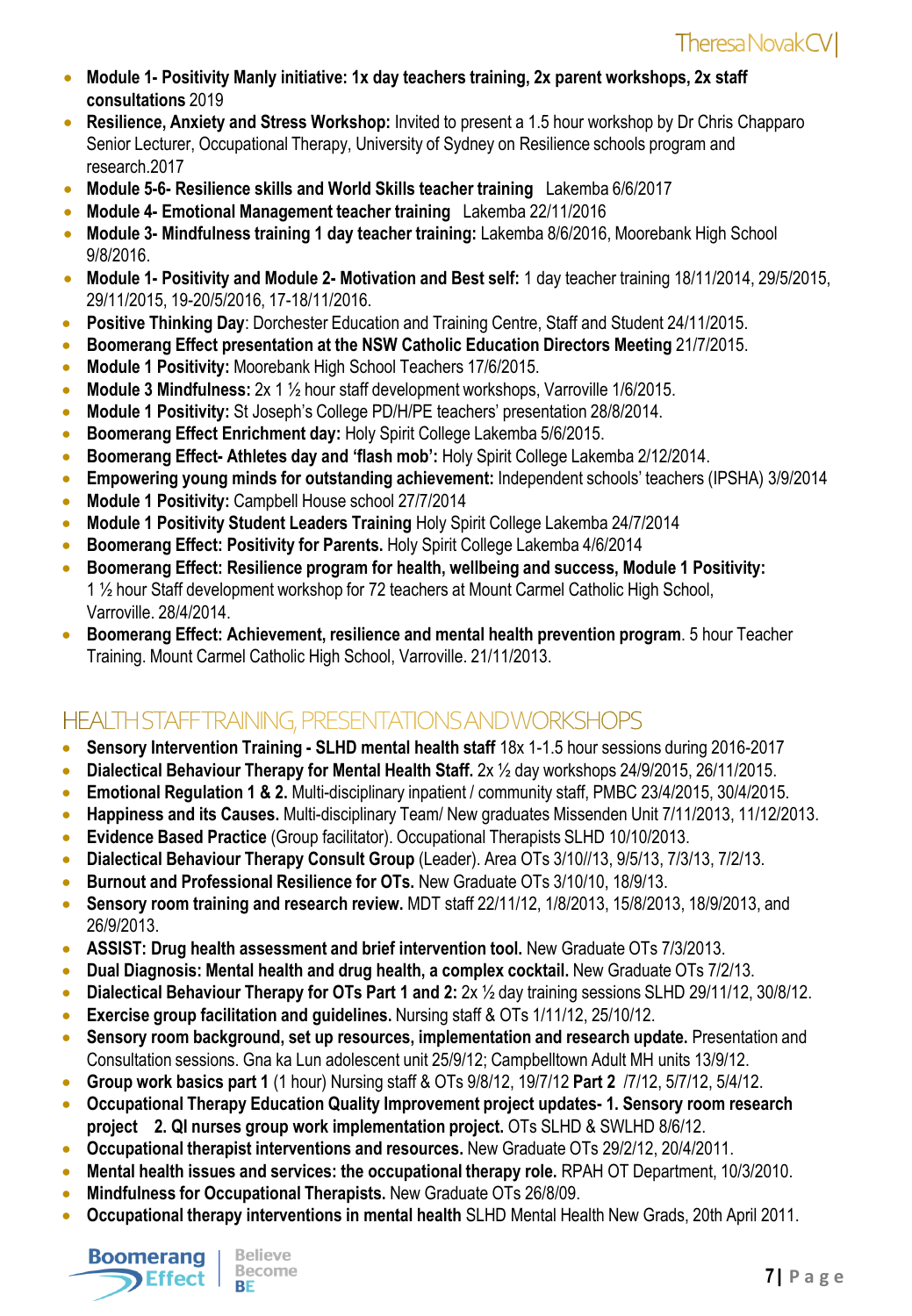- **Module 1- Positivity Manly initiative: 1x day teachers training, 2x parent workshops, 2x staff consultations** 2019
- **Resilience, Anxiety and Stress Workshop:** Invited to present a 1.5 hour workshop by Dr Chris Chapparo Senior Lecturer, Occupational Therapy, University of Sydney on Resilience schools program and research.2017
- **Module 5-6- Resilience skills and World Skills teacher training** Lakemba 6/6/2017
- **Module 4- Emotional Management teacher training** Lakemba 22/11/2016
- **Module 3- Mindfulness training 1 day teacher training:** Lakemba 8/6/2016, Moorebank High School 9/8/2016.
- **Module 1- Positivity and Module 2- Motivation and Best self:** 1 day teacher training 18/11/2014, 29/5/2015, 29/11/2015, 19-20/5/2016, 17-18/11/2016.
- **Positive Thinking Day**: Dorchester Education and Training Centre, Staff and Student 24/11/2015.
- **Boomerang Effect presentation at the NSW Catholic Education Directors Meeting** 21/7/2015.
- **Module 1 Positivity:** Moorebank High School Teachers 17/6/2015.
- **Module 3 Mindfulness:** 2x 1 ½ hour staff development workshops, Varroville 1/6/2015.
- **Module 1 Positivity:** St Joseph's College PD/H/PE teachers' presentation 28/8/2014.
- **Boomerang Effect Enrichment day:** Holy Spirit College Lakemba 5/6/2015.
- **Boomerang Effect- Athletes day and 'flash mob':** Holy Spirit College Lakemba 2/12/2014.
- **Empowering young minds for outstanding achievement:** Independent schools' teachers (IPSHA) 3/9/2014
- **Module 1 Positivity:** Campbell House school 27/7/2014
- **Module 1 Positivity Student Leaders Training** Holy Spirit College Lakemba 24/7/2014
- **Boomerang Effect: Positivity for Parents.** Holy Spirit College Lakemba 4/6/2014
- **Boomerang Effect: Resilience program for health, wellbeing and success, Module 1 Positivity:** 1 ½ hour Staff development workshop for 72 teachers at Mount Carmel Catholic High School, Varroville. 28/4/2014.
- **Boomerang Effect: Achievement, resilience and mental health prevention program**. 5 hour Teacher Training. Mount Carmel Catholic High School, Varroville. 21/11/2013.

## HEALTH STAFF TRAINING, PRESENTATIONS AND WORKSHOPS

- **Sensory Intervention Training - SLHD mental health staff** 18x 1-1.5 hour sessions during 2016-2017
- **Dialectical Behaviour Therapy for Mental Health Staff.** 2x ½ day workshops 24/9/2015, 26/11/2015.
- **Emotional Regulation 1 & 2.** Multi-disciplinary inpatient / community staff, PMBC 23/4/2015, 30/4/2015.
- **Happiness and its Causes.** Multi-disciplinary Team/ New graduates Missenden Unit 7/11/2013, 11/12/2013.
- **Evidence Based Practice** (Group facilitator). Occupational Therapists SLHD 10/10/2013.
- **Dialectical Behaviour Therapy Consult Group** (Leader). Area OTs 3/10//13, 9/5/13, 7/3/13, 7/2/13.
- **Burnout and Professional Resilience for OTs.** New Graduate OTs 3/10/10, 18/9/13.
- **Sensory room training and research review.** MDT staff 22/11/12, 1/8/2013, 15/8/2013, 18/9/2013, and 26/9/2013.
- **ASSIST: Drug health assessment and brief intervention tool.** New Graduate OTs 7/3/2013.
- **Dual Diagnosis: Mental health and drug health, a complex cocktail.** New Graduate OTs 7/2/13.
- **Dialectical Behaviour Therapy for OTs Part 1 and 2:** 2x ½ day training sessions SLHD 29/11/12, 30/8/12.
- **Exercise group facilitation and guidelines.** Nursing staff & OTs 1/11/12, 25/10/12.
- **Sensory room background, set up resources, implementation and research update.** Presentation and Consultation sessions. Gna ka Lun adolescent unit 25/9/12; Campbelltown Adult MH units 13/9/12.
- **Group work basics part 1** (1 hour) Nursing staff & OTs 9/8/12, 19/7/12 **Part 2** /7/12, 5/7/12, 5/4/12.
- **Occupational Therapy Education Quality Improvement project updates- 1. Sensory room research project 2. QI nurses group work implementation project.** OTs SLHD & SWLHD 8/6/12.
- **Occupational therapist interventions and resources.** New Graduate OTs 29/2/12, 20/4/2011.
- **Mental health issues and services: the occupational therapy role.** RPAH OT Department, 10/3/2010.
- **Mindfulness for Occupational Therapists.** New Graduate OTs 26/8/09.
- **Occupational therapy interventions in mental health** SLHD Mental Health New Grads, 20th April 2011.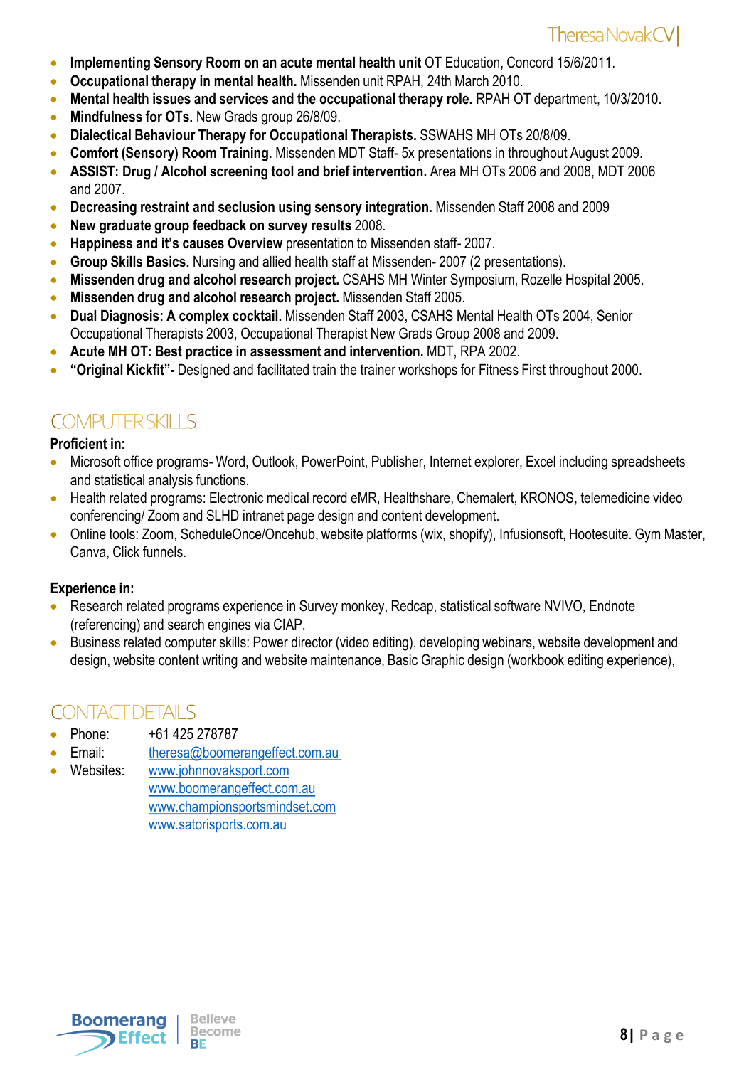- **Implementing Sensory Room on an acute mental health unit** OT Education, Concord 15/6/2011.
- **Occupational therapy in mental health.** Missenden unit RPAH, 24th March 2010.
- **Mental health issues and services and the occupational therapy role.** RPAH OT department, 10/3/2010.
- **Mindfulness for OTs.** New Grads group 26/8/09.
- **Dialectical Behaviour Therapy for Occupational Therapists.** SSWAHS MH OTs 20/8/09.
- **Comfort (Sensory) Room Training.** Missenden MDT Staff- 5x presentations in throughout August 2009.
- **ASSIST: Drug / Alcohol screening tool and brief intervention.** Area MH OTs 2006 and 2008, MDT 2006 and 2007.
- **Decreasing restraint and seclusion using sensory integration.** Missenden Staff 2008 and 2009
- **New graduate group feedback on survey results** 2008.
- **Happiness and it's causes Overview** presentation to Missenden staff- 2007.
- **Group Skills Basics.** Nursing and allied health staff at Missenden- 2007 (2 presentations).
- **Missenden drug and alcohol research project.** CSAHS MH Winter Symposium, Rozelle Hospital 2005.
- **Missenden drug and alcohol research project.** Missenden Staff 2005.
- **Dual Diagnosis: A complex cocktail.** Missenden Staff 2003, CSAHS Mental Health OTs 2004, Senior Occupational Therapists 2003, Occupational Therapist New Grads Group 2008 and 2009.
- **Acute MH OT: Best practice in assessment and intervention.** MDT, RPA 2002.
- **"Original Kickfit"-** Designed and facilitated train the trainer workshops for Fitness First throughout 2000.

## COMPUTER SKILLS

**Proficient in:**

- Microsoft office programs- Word, Outlook, PowerPoint, Publisher, Internet explorer, Excel including spreadsheets and statistical analysis functions.
- Health related programs: Electronic medical record eMR, Healthshare, Chemalert, KRONOS, telemedicine video conferencing/ Zoom and SLHD intranet page design and content development.
- Online tools: Zoom, ScheduleOnce/Oncehub, website platforms (wix, shopify), Infusionsoft, Hootesuite. Gym Master, Canva, Click funnels.

**Experience in:**

- Research related programs experience in Survey monkey, Redcap, statistical software NVIVO, Endnote (referencing) and search engines via CIAP.
- Business related computer skills: Power director (video editing), developing webinars, website development and design, website content writing and website maintenance, Basic Graphic design (workbook editing experience),

## CONTACT DETAILS

- Phone: +61 425 278787
- Email: theresa@boomerangeffect.com.au
- Websites: www.johnnovaksport.com
  www.boomerangeffect.com.au
  www.championsportsmindset.com
  www.satorisports.com.au